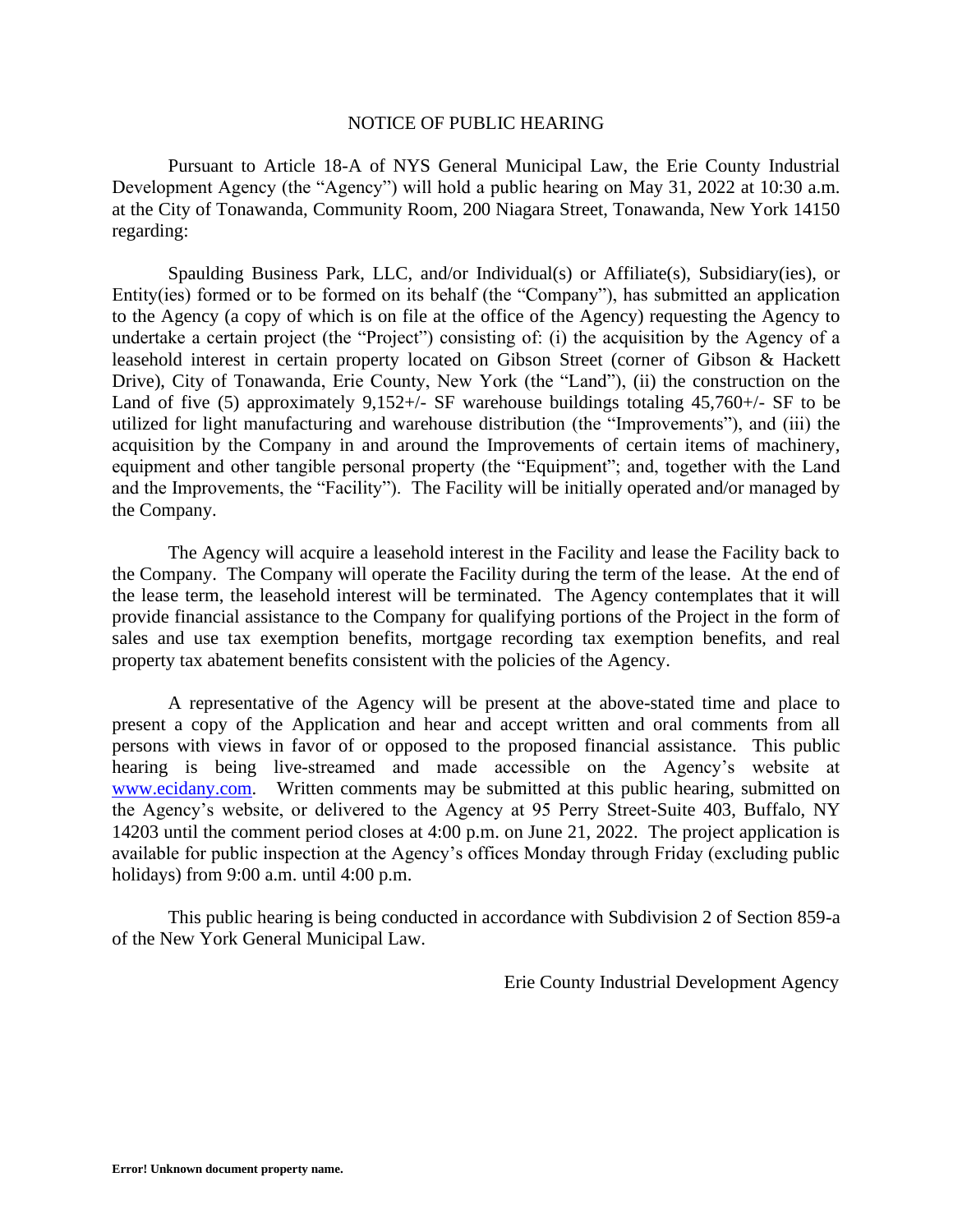# NOTICE OF PUBLIC HEARING

Pursuant to Article 18-A of NYS General Municipal Law, the Erie County Industrial Development Agency (the "Agency") will hold a public hearing on May 31, 2022 at 10:30 a.m. at the City of Tonawanda, Community Room, 200 Niagara Street, Tonawanda, New York 14150 regarding:

Spaulding Business Park, LLC, and/or Individual(s) or Affiliate(s), Subsidiary(ies), or Entity(ies) formed or to be formed on its behalf (the "Company"), has submitted an application to the Agency (a copy of which is on file at the office of the Agency) requesting the Agency to undertake a certain project (the "Project") consisting of: (i) the acquisition by the Agency of a leasehold interest in certain property located on Gibson Street (corner of Gibson & Hackett Drive), City of Tonawanda, Erie County, New York (the "Land"), (ii) the construction on the Land of five (5) approximately 9,152+/- SF warehouse buildings totaling 45,760+/- SF to be utilized for light manufacturing and warehouse distribution (the "Improvements"), and (iii) the acquisition by the Company in and around the Improvements of certain items of machinery, equipment and other tangible personal property (the "Equipment"; and, together with the Land and the Improvements, the "Facility"). The Facility will be initially operated and/or managed by the Company.

The Agency will acquire a leasehold interest in the Facility and lease the Facility back to the Company. The Company will operate the Facility during the term of the lease. At the end of the lease term, the leasehold interest will be terminated. The Agency contemplates that it will provide financial assistance to the Company for qualifying portions of the Project in the form of sales and use tax exemption benefits, mortgage recording tax exemption benefits, and real property tax abatement benefits consistent with the policies of the Agency.

A representative of the Agency will be present at the above-stated time and place to present a copy of the Application and hear and accept written and oral comments from all persons with views in favor of or opposed to the proposed financial assistance. This public hearing is being live-streamed and made accessible on the Agency's website at www.ecidany.com. Written comments may be submitted at this public hearing, submitted on the Agency's website, or delivered to the Agency at 95 Perry Street-Suite 403, Buffalo, NY 14203 until the comment period closes at 4:00 p.m. on June 21, 2022. The project application is available for public inspection at the Agency's offices Monday through Friday (excluding public holidays) from 9:00 a.m. until 4:00 p.m.

This public hearing is being conducted in accordance with Subdivision 2 of Section 859-a of the New York General Municipal Law.

Erie County Industrial Development Agency

**Error! Unknown document property name.**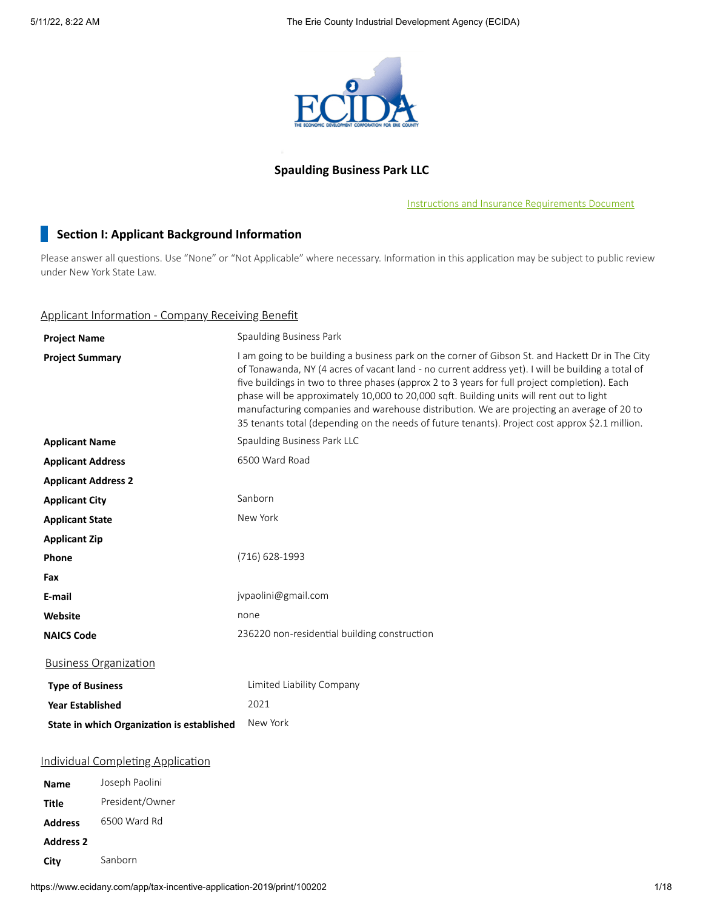## Spaulding Business Park LLC

Instructions and Insurance Requirements Document

### Section I: Applicant Background Information

Please answer all questions. Use "None" or "Not Applicable" where necessary. Information in this application may be subject to public review under New York State Law.

#### Applicant Information - Company Receiving Benefit

| | |
|---|---|
| **Project Name** | Spaulding Business Park |
| **Project Summary** | I am going to be building a business park on the corner of Gibson St. and Hackett Dr in The City of Tonawanda, NY (4 acres of vacant land - no current address yet). I will be building a total of five buildings in two to three phases (approx 2 to 3 years for full project completion). Each phase will be approximately 10,000 to 20,000 sqft. Building units will rent out to light manufacturing companies and warehouse distribution. We are projecting an average of 20 to 35 tenants total (depending on the needs of future tenants). Project cost approx $2.1 million. |
| **Applicant Name** | Spaulding Business Park LLC |
| **Applicant Address** | 6500 Ward Road |
| **Applicant Address 2** | |
| **Applicant City** | Sanborn |
| **Applicant State** | New York |
| **Applicant Zip** | |
| **Phone** | (716) 628-1993 |
| **Fax** | |
| **E-mail** | jvpaolini@gmail.com |
| **Website** | none |
| **NAICS Code** | 236220 non-residential building construction |

#### Business Organization

| | |
|---|---|
| **Type of Business** | Limited Liability Company |
| **Year Established** | 2021 |
| **State in which Organization is established** | New York |

#### Individual Completing Application

| | |
|---|---|
| **Name** | Joseph Paolini |
| **Title** | President/Owner |
| **Address** | 6500 Ward Rd |
| **Address 2** | |
| **City** | Sanborn |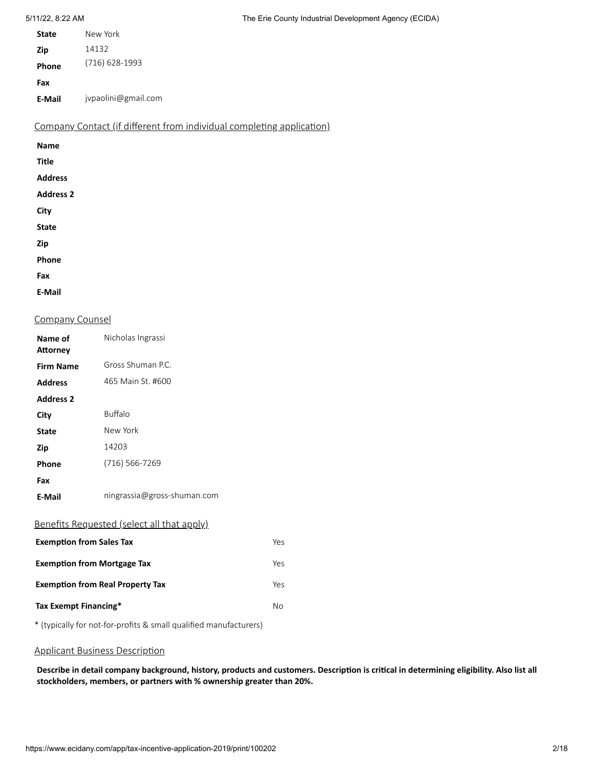| | |
|---|---|
| **State** | New York |
| **Zip** | 14132 |
| **Phone** | (716) 628-1993 |
| **Fax** | |
| **E-Mail** | jvpaolini@gmail.com |

## Company Contact (if different from individual completing application)

| | |
|---|---|
| **Name** | |
| **Title** | |
| **Address** | |
| **Address 2** | |
| **City** | |
| **State** | |
| **Zip** | |
| **Phone** | |
| **Fax** | |
| **E-Mail** | |

## Company Counsel

| | |
|---|---|
| **Name of Attorney** | Nicholas Ingrassi |
| **Firm Name** | Gross Shuman P.C. |
| **Address** | 465 Main St. #600 |
| **Address 2** | |
| **City** | Buffalo |
| **State** | New York |
| **Zip** | 14203 |
| **Phone** | (716) 566-7269 |
| **Fax** | |
| **E-Mail** | ningrassia@gross-shuman.com |

## Benefits Requested (select all that apply)

| | |
|---|---|
| **Exemption from Sales Tax** | Yes |
| **Exemption from Mortgage Tax** | Yes |
| **Exemption from Real Property Tax** | Yes |
| **Tax Exempt Financing*** | No |

* (typically for not-for-profits & small qualified manufacturers)

## Applicant Business Description

**Describe in detail company background, history, products and customers. Description is critical in determining eligibility. Also list all stockholders, members, or partners with % ownership greater than 20%.**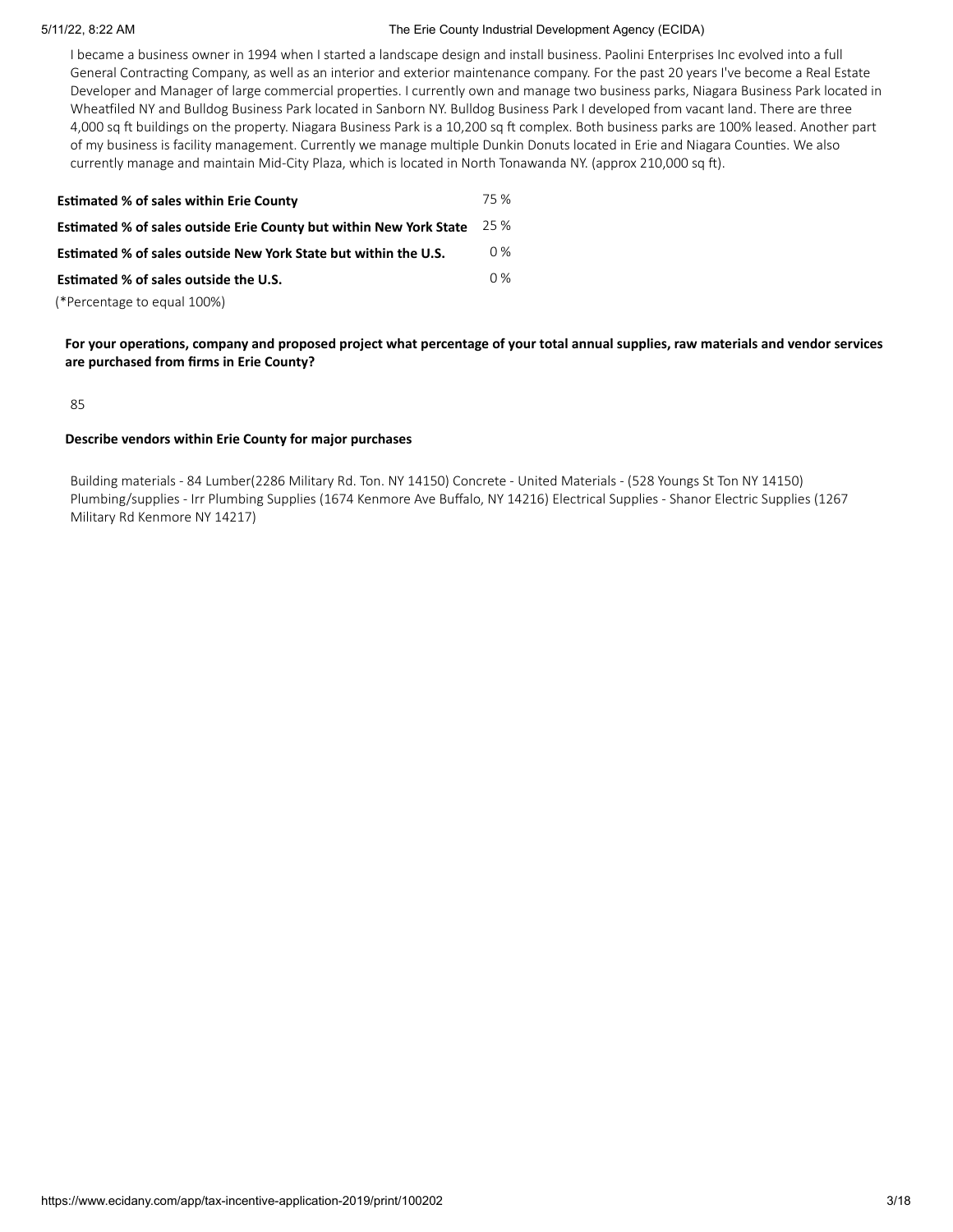I became a business owner in 1994 when I started a landscape design and install business. Paolini Enterprises Inc evolved into a full General Contracting Company, as well as an interior and exterior maintenance company. For the past 20 years I've become a Real Estate Developer and Manager of large commercial properties. I currently own and manage two business parks, Niagara Business Park located in Wheatfiled NY and Bulldog Business Park located in Sanborn NY. Bulldog Business Park I developed from vacant land. There are three 4,000 sq ft buildings on the property. Niagara Business Park is a 10,200 sq ft complex. Both business parks are 100% leased. Another part of my business is facility management. Currently we manage multiple Dunkin Donuts located in Erie and Niagara Counties. We also currently manage and maintain Mid-City Plaza, which is located in North Tonawanda NY. (approx 210,000 sq ft).

| | |
|---|---|
| **Estimated % of sales within Erie County** | 75 % |
| **Estimated % of sales outside Erie County but within New York State** | 25 % |
| **Estimated % of sales outside New York State but within the U.S.** | 0 % |
| **Estimated % of sales outside the U.S.** | 0 % |

(*Percentage to equal 100%)

**For your operations, company and proposed project what percentage of your total annual supplies, raw materials and vendor services are purchased from firms in Erie County?**

85

**Describe vendors within Erie County for major purchases**

Building materials - 84 Lumber(2286 Military Rd. Ton. NY 14150) Concrete - United Materials - (528 Youngs St Ton NY 14150) Plumbing/supplies - Irr Plumbing Supplies (1674 Kenmore Ave Buffalo, NY 14216) Electrical Supplies - Shanor Electric Supplies (1267 Military Rd Kenmore NY 14217)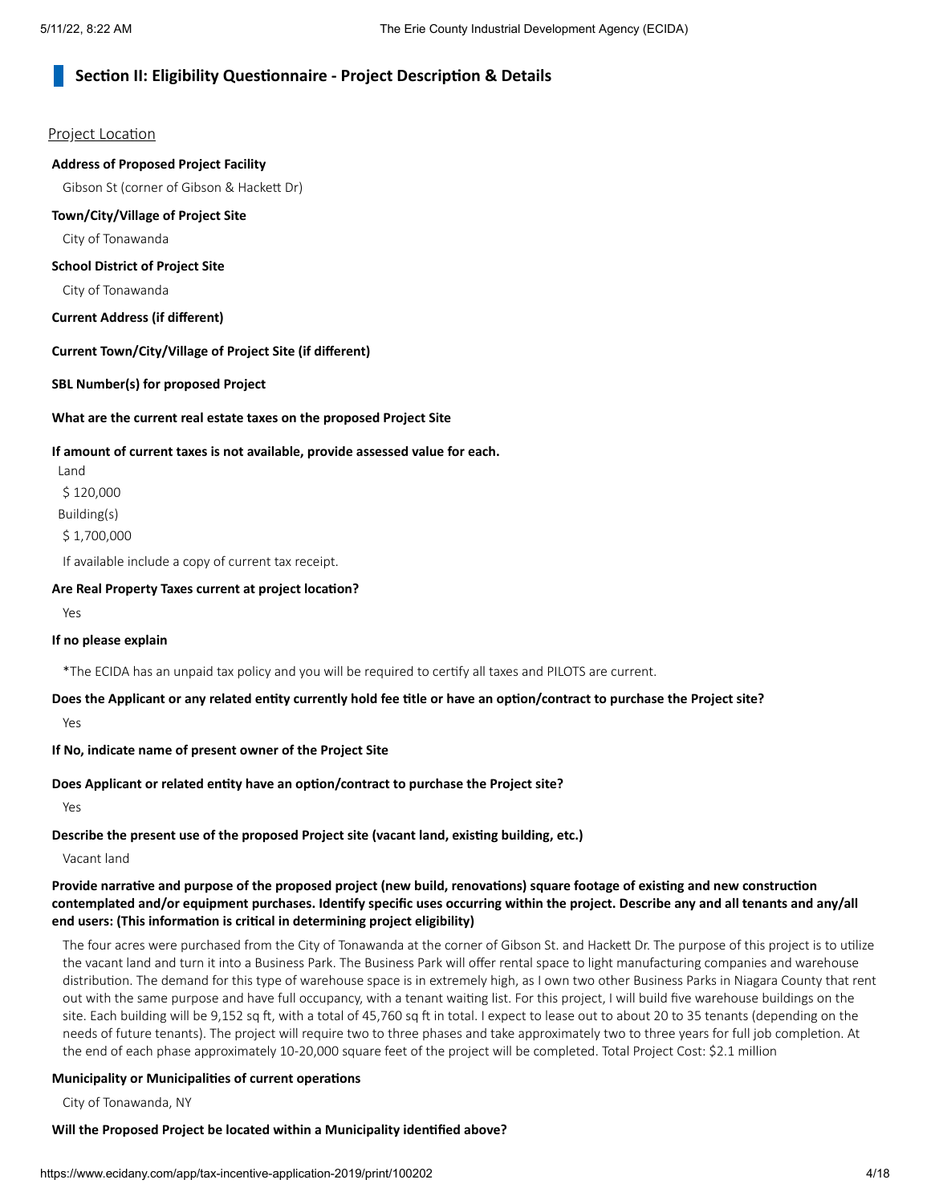## Section II: Eligibility Questionnaire - Project Description & Details

Project Location

**Address of Proposed Project Facility**

Gibson St (corner of Gibson & Hackett Dr)

**Town/City/Village of Project Site**

City of Tonawanda

**School District of Project Site**

City of Tonawanda

**Current Address (if different)**

**Current Town/City/Village of Project Site (if different)**

**SBL Number(s) for proposed Project**

**What are the current real estate taxes on the proposed Project Site**

**If amount of current taxes is not available, provide assessed value for each.**

Land

$ 120,000

Building(s)

$ 1,700,000

If available include a copy of current tax receipt.

**Are Real Property Taxes current at project location?**

Yes

**If no please explain**

*The ECIDA has an unpaid tax policy and you will be required to certify all taxes and PILOTS are current.

**Does the Applicant or any related entity currently hold fee title or have an option/contract to purchase the Project site?**

Yes

**If No, indicate name of present owner of the Project Site**

**Does Applicant or related entity have an option/contract to purchase the Project site?**

Yes

**Describe the present use of the proposed Project site (vacant land, existing building, etc.)**

Vacant land

**Provide narrative and purpose of the proposed project (new build, renovations) square footage of existing and new construction contemplated and/or equipment purchases. Identify specific uses occurring within the project. Describe any and all tenants and any/all end users: (This information is critical in determining project eligibility)**

The four acres were purchased from the City of Tonawanda at the corner of Gibson St. and Hackett Dr. The purpose of this project is to utilize the vacant land and turn it into a Business Park. The Business Park will offer rental space to light manufacturing companies and warehouse distribution. The demand for this type of warehouse space is in extremely high, as I own two other Business Parks in Niagara County that rent out with the same purpose and have full occupancy, with a tenant waiting list. For this project, I will build five warehouse buildings on the site. Each building will be 9,152 sq ft, with a total of 45,760 sq ft in total. I expect to lease out to about 20 to 35 tenants (depending on the needs of future tenants). The project will require two to three phases and take approximately two to three years for full job completion. At the end of each phase approximately 10-20,000 square feet of the project will be completed. Total Project Cost: $2.1 million

**Municipality or Municipalities of current operations**

City of Tonawanda, NY

**Will the Proposed Project be located within a Municipality identified above?**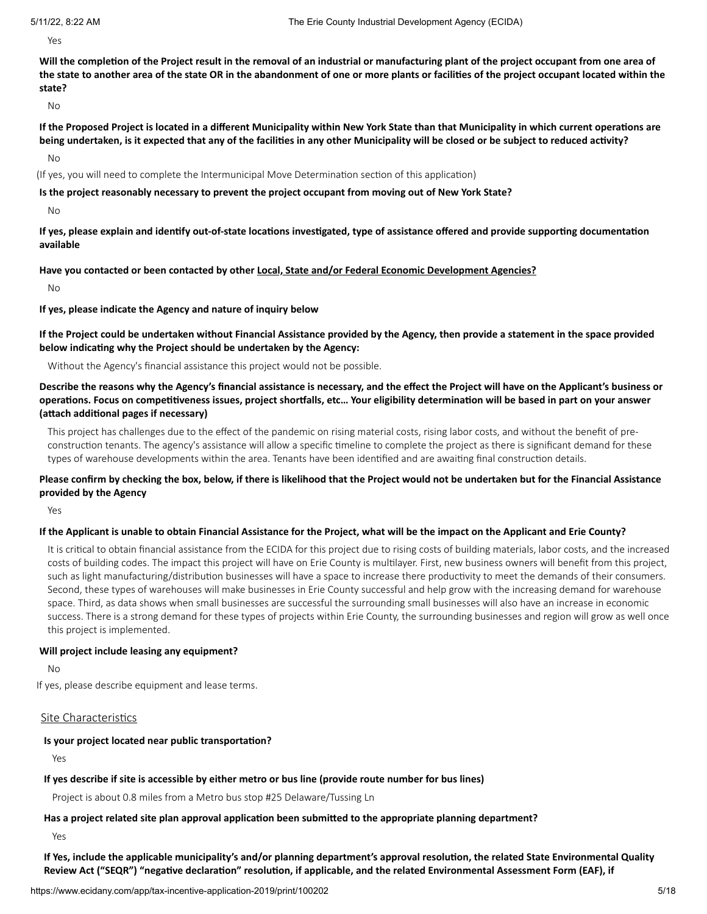Yes

**Will the completion of the Project result in the removal of an industrial or manufacturing plant of the project occupant from one area of the state to another area of the state OR in the abandonment of one or more plants or facilities of the project occupant located within the state?**

No

**If the Proposed Project is located in a different Municipality within New York State than that Municipality in which current operations are being undertaken, is it expected that any of the facilities in any other Municipality will be closed or be subject to reduced activity?**

No

(If yes, you will need to complete the Intermunicipal Move Determination section of this application)

**Is the project reasonably necessary to prevent the project occupant from moving out of New York State?**

No

**If yes, please explain and identify out-of-state locations investigated, type of assistance offered and provide supporting documentation available**

**Have you contacted or been contacted by other Local, State and/or Federal Economic Development Agencies?**

No

**If yes, please indicate the Agency and nature of inquiry below**

**If the Project could be undertaken without Financial Assistance provided by the Agency, then provide a statement in the space provided below indicating why the Project should be undertaken by the Agency:**

Without the Agency's financial assistance this project would not be possible.

**Describe the reasons why the Agency's financial assistance is necessary, and the effect the Project will have on the Applicant's business or operations. Focus on competitiveness issues, project shortfalls, etc... Your eligibility determination will be based in part on your answer (attach additional pages if necessary)**

This project has challenges due to the effect of the pandemic on rising material costs, rising labor costs, and without the benefit of pre-construction tenants. The agency's assistance will allow a specific timeline to complete the project as there is significant demand for these types of warehouse developments within the area. Tenants have been identified and are awaiting final construction details.

**Please confirm by checking the box, below, if there is likelihood that the Project would not be undertaken but for the Financial Assistance provided by the Agency**

Yes

**If the Applicant is unable to obtain Financial Assistance for the Project, what will be the impact on the Applicant and Erie County?**

It is critical to obtain financial assistance from the ECIDA for this project due to rising costs of building materials, labor costs, and the increased costs of building codes. The impact this project will have on Erie County is multilayer. First, new business owners will benefit from this project, such as light manufacturing/distribution businesses will have a space to increase there productivity to meet the demands of their consumers. Second, these types of warehouses will make businesses in Erie County successful and help grow with the increasing demand for warehouse space. Third, as data shows when small businesses are successful the surrounding small businesses will also have an increase in economic success. There is a strong demand for these types of projects within Erie County, the surrounding businesses and region will grow as well once this project is implemented.

**Will project include leasing any equipment?**

No

If yes, please describe equipment and lease terms.

## Site Characteristics

**Is your project located near public transportation?**

Yes

**If yes describe if site is accessible by either metro or bus line (provide route number for bus lines)**

Project is about 0.8 miles from a Metro bus stop #25 Delaware/Tussing Ln

**Has a project related site plan approval application been submitted to the appropriate planning department?**

Yes

**If Yes, include the applicable municipality's and/or planning department's approval resolution, the related State Environmental Quality Review Act ("SEQR") "negative declaration" resolution, if applicable, and the related Environmental Assessment Form (EAF), if**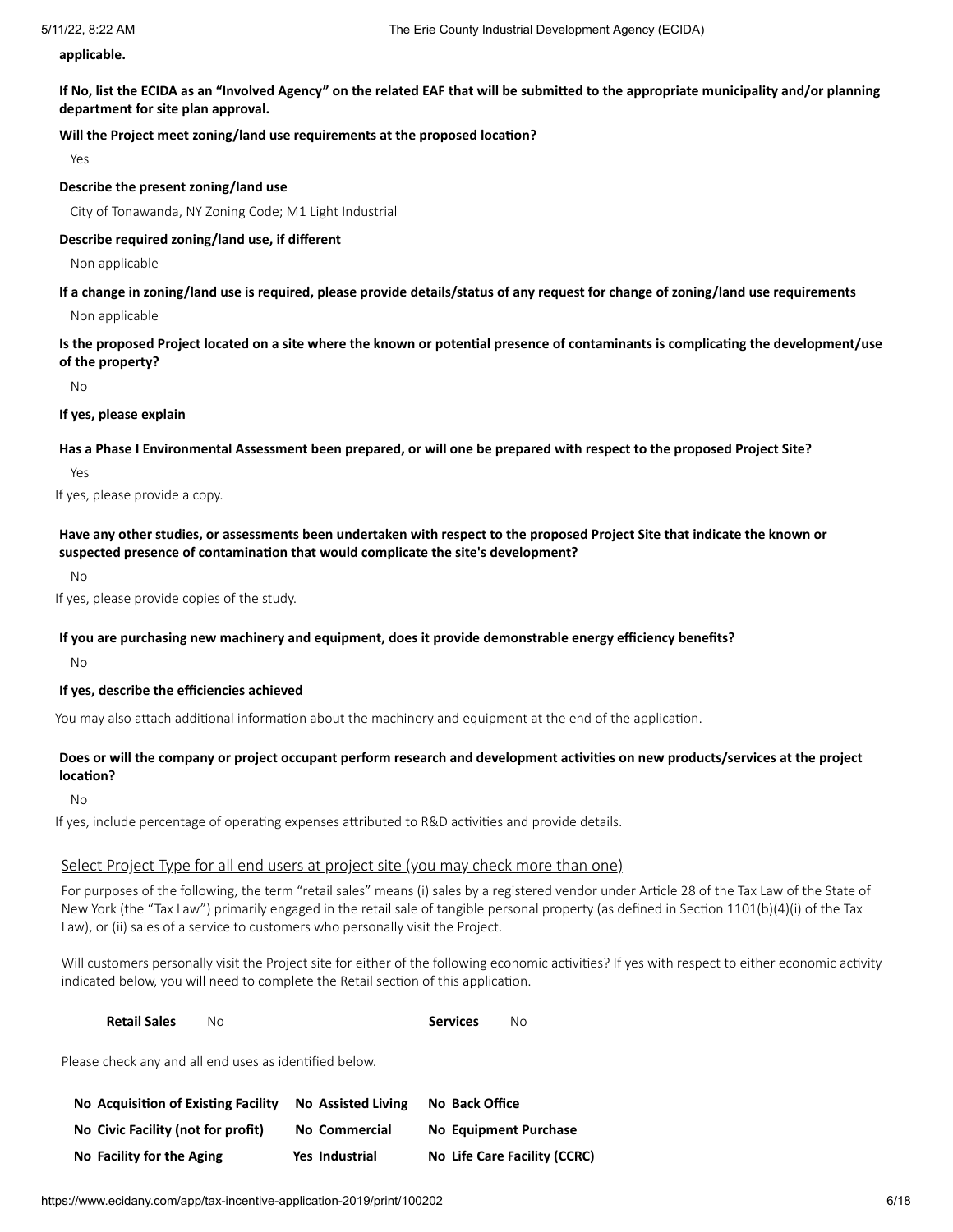**applicable.**

**If No, list the ECIDA as an "Involved Agency" on the related EAF that will be submitted to the appropriate municipality and/or planning department for site plan approval.**

**Will the Project meet zoning/land use requirements at the proposed location?**

Yes

**Describe the present zoning/land use**

City of Tonawanda, NY Zoning Code; M1 Light Industrial

**Describe required zoning/land use, if different**

Non applicable

**If a change in zoning/land use is required, please provide details/status of any request for change of zoning/land use requirements**

Non applicable

**Is the proposed Project located on a site where the known or potential presence of contaminants is complicating the development/use of the property?**

No

**If yes, please explain**

**Has a Phase I Environmental Assessment been prepared, or will one be prepared with respect to the proposed Project Site?**

Yes

If yes, please provide a copy.

**Have any other studies, or assessments been undertaken with respect to the proposed Project Site that indicate the known or suspected presence of contamination that would complicate the site's development?**

No

If yes, please provide copies of the study.

**If you are purchasing new machinery and equipment, does it provide demonstrable energy efficiency benefits?**

No

**If yes, describe the efficiencies achieved**

You may also attach additional information about the machinery and equipment at the end of the application.

**Does or will the company or project occupant perform research and development activities on new products/services at the project location?**

No

If yes, include percentage of operating expenses attributed to R&D activities and provide details.

## Select Project Type for all end users at project site (you may check more than one)

For purposes of the following, the term "retail sales" means (i) sales by a registered vendor under Article 28 of the Tax Law of the State of New York (the "Tax Law") primarily engaged in the retail sale of tangible personal property (as defined in Section 1101(b)(4)(i) of the Tax Law), or (ii) sales of a service to customers who personally visit the Project.

Will customers personally visit the Project site for either of the following economic activities? If yes with respect to either economic activity indicated below, you will need to complete the Retail section of this application.

| **Retail Sales** | No | **Services** | No |
|---|---|---|---|

Please check any and all end uses as identified below.

| | | |
|---|---|---|
| **No Acquisition of Existing Facility** | **No Assisted Living** | **No Back Office** |
| **No Civic Facility (not for profit)** | **No Commercial** | **No Equipment Purchase** |
| **No Facility for the Aging** | **Yes Industrial** | **No Life Care Facility (CCRC)** |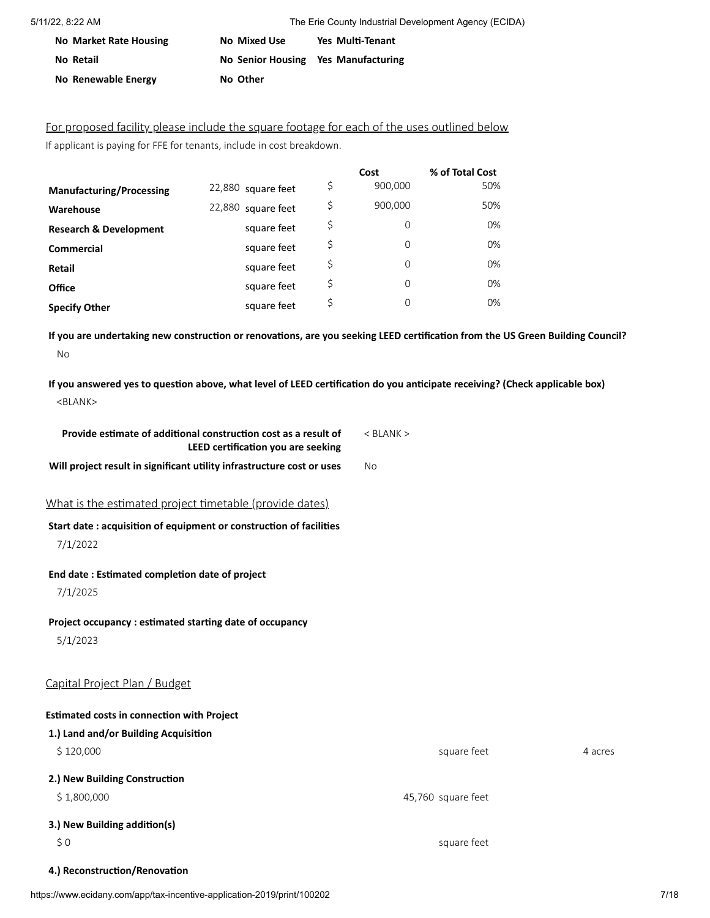| | | |
|---|---|---|
| **No Market Rate Housing** | **No Mixed Use** | **Yes Multi-Tenant** |
| **No Retail** | **No Senior Housing** | **Yes Manufacturing** |
| **No Renewable Energy** | **No Other** | |

## For proposed facility please include the square footage for each of the uses outlined below

If applicant is paying for FFE for tenants, include in cost breakdown.

| | | | Cost | % of Total Cost |
|---|---|---|---|---|
| **Manufacturing/Processing** | 22,880 square feet | $ | 900,000 | 50% |
| **Warehouse** | 22,880 square feet | $ | 900,000 | 50% |
| **Research & Development** | square feet | $ | 0 | 0% |
| **Commercial** | square feet | $ | 0 | 0% |
| **Retail** | square feet | $ | 0 | 0% |
| **Office** | square feet | $ | 0 | 0% |
| **Specify Other** | square feet | $ | 0 | 0% |

**If you are undertaking new construction or renovations, are you seeking LEED certification from the US Green Building Council?**

No

**If you answered yes to question above, what level of LEED certification do you anticipate receiving? (Check applicable box)**

<BLANK>

| | |
|---|---|
| **Provide estimate of additional construction cost as a result of LEED certification you are seeking** | < BLANK > |
| **Will project result in significant utility infrastructure cost or uses** | No |

## What is the estimated project timetable (provide dates)

**Start date : acquisition of equipment or construction of facilities**

7/1/2022

**End date : Estimated completion date of project**

7/1/2025

**Project occupancy : estimated starting date of occupancy**

5/1/2023

## Capital Project Plan / Budget

**Estimated costs in connection with Project**

**1.) Land and/or Building Acquisition**

$ 120,000 — square feet — 4 acres

**2.) New Building Construction**

$ 1,800,000 — 45,760 square feet

**3.) New Building addition(s)**

$ 0 — square feet

**4.) Reconstruction/Renovation**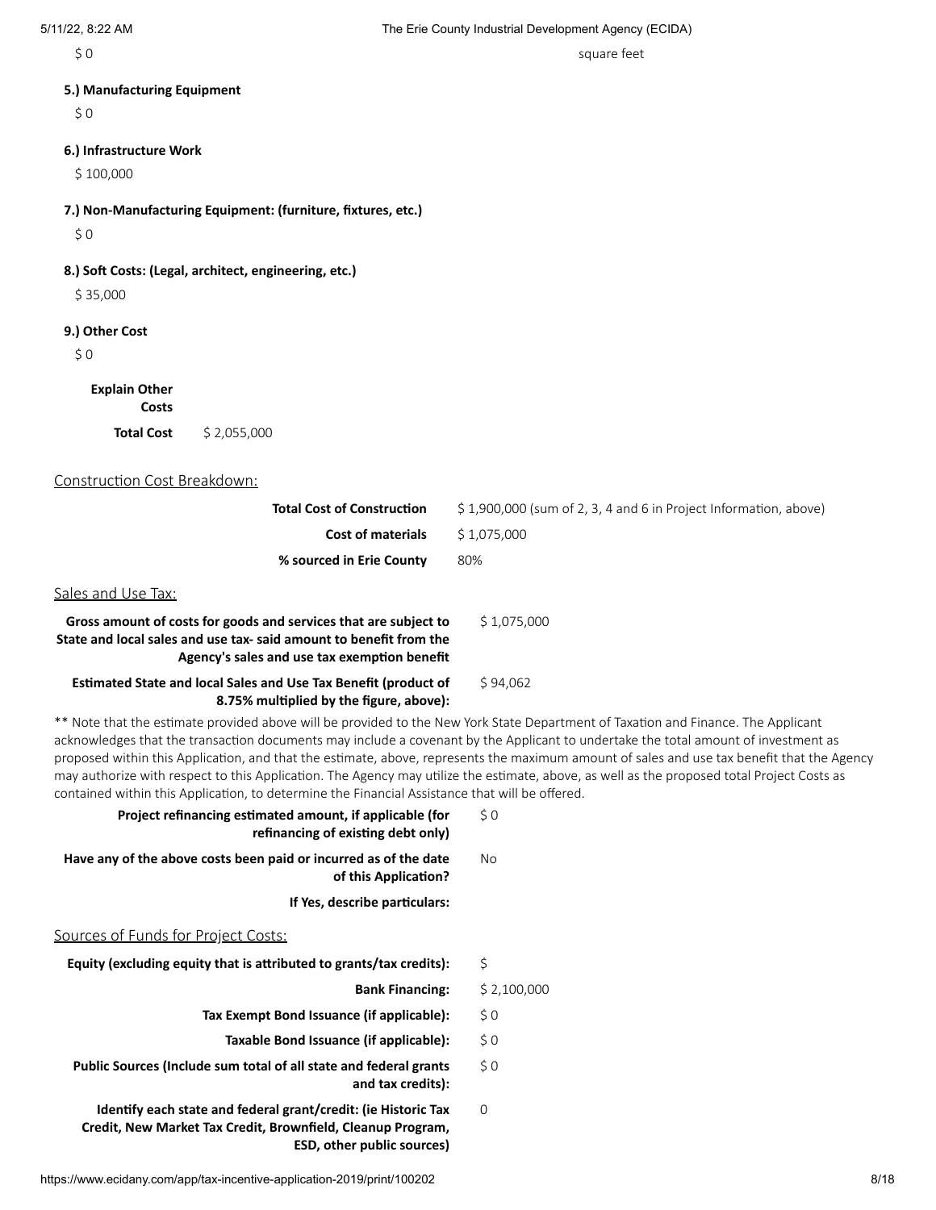$ 0 square feet

**5.) Manufacturing Equipment**

$ 0

**6.) Infrastructure Work**

$ 100,000

**7.) Non-Manufacturing Equipment: (furniture, fixtures, etc.)**

$ 0

**8.) Soft Costs: (Legal, architect, engineering, etc.)**

$ 35,000

**9.) Other Cost**

$ 0

**Explain Other Costs**

**Total Cost** $ 2,055,000

## Construction Cost Breakdown:

| | |
|---|---|
| **Total Cost of Construction** | $ 1,900,000 (sum of 2, 3, 4 and 6 in Project Information, above) |
| **Cost of materials** | $ 1,075,000 |
| **% sourced in Erie County** | 80% |

## Sales and Use Tax:

| | |
|---|---|
| **Gross amount of costs for goods and services that are subject to State and local sales and use tax- said amount to benefit from the Agency's sales and use tax exemption benefit** | $ 1,075,000 |
| **Estimated State and local Sales and Use Tax Benefit (product of 8.75% multiplied by the figure, above):** | $ 94,062 |

** Note that the estimate provided above will be provided to the New York State Department of Taxation and Finance. The Applicant acknowledges that the transaction documents may include a covenant by the Applicant to undertake the total amount of investment as proposed within this Application, and that the estimate, above, represents the maximum amount of sales and use tax benefit that the Agency may authorize with respect to this Application. The Agency may utilize the estimate, above, as well as the proposed total Project Costs as contained within this Application, to determine the Financial Assistance that will be offered.

| | |
|---|---|
| **Project refinancing estimated amount, if applicable (for refinancing of existing debt only)** | $ 0 |
| **Have any of the above costs been paid or incurred as of the date of this Application?** | No |
| **If Yes, describe particulars:** | |

## Sources of Funds for Project Costs:

| | |
|---|---|
| **Equity (excluding equity that is attributed to grants/tax credits):** | $ |
| **Bank Financing:** | $ 2,100,000 |
| **Tax Exempt Bond Issuance (if applicable):** | $ 0 |
| **Taxable Bond Issuance (if applicable):** | $ 0 |
| **Public Sources (Include sum total of all state and federal grants and tax credits):** | $ 0 |
| **Identify each state and federal grant/credit: (ie Historic Tax Credit, New Market Tax Credit, Brownfield, Cleanup Program, ESD, other public sources)** | 0 |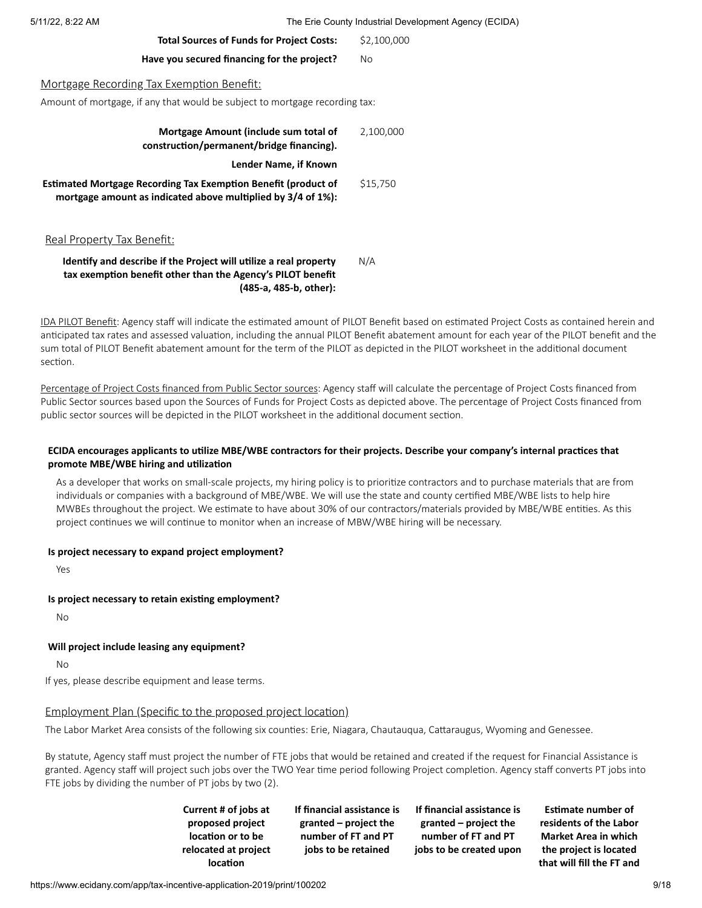| | |
|---|---|
| **Total Sources of Funds for Project Costs:** | $2,100,000 |
| **Have you secured financing for the project?** | No |

## Mortgage Recording Tax Exemption Benefit:

Amount of mortgage, if any that would be subject to mortgage recording tax:

| | |
|---|---|
| **Mortgage Amount (include sum total of construction/permanent/bridge financing).** | 2,100,000 |
| **Lender Name, if Known** | |
| **Estimated Mortgage Recording Tax Exemption Benefit (product of mortgage amount as indicated above multiplied by 3/4 of 1%):** | $15,750 |

## Real Property Tax Benefit:

| | |
|---|---|
| **Identify and describe if the Project will utilize a real property tax exemption benefit other than the Agency's PILOT benefit (485-a, 485-b, other):** | N/A |

IDA PILOT Benefit: Agency staff will indicate the estimated amount of PILOT Benefit based on estimated Project Costs as contained herein and anticipated tax rates and assessed valuation, including the annual PILOT Benefit abatement amount for each year of the PILOT benefit and the sum total of PILOT Benefit abatement amount for the term of the PILOT as depicted in the PILOT worksheet in the additional document section.

Percentage of Project Costs financed from Public Sector sources: Agency staff will calculate the percentage of Project Costs financed from Public Sector sources based upon the Sources of Funds for Project Costs as depicted above. The percentage of Project Costs financed from public sector sources will be depicted in the PILOT worksheet in the additional document section.

**ECIDA encourages applicants to utilize MBE/WBE contractors for their projects. Describe your company's internal practices that promote MBE/WBE hiring and utilization**

As a developer that works on small-scale projects, my hiring policy is to prioritize contractors and to purchase materials that are from individuals or companies with a background of MBE/WBE. We will use the state and county certified MBE/WBE lists to help hire MWBEs throughout the project. We estimate to have about 30% of our contractors/materials provided by MBE/WBE entities. As this project continues we will continue to monitor when an increase of MBW/WBE hiring will be necessary.

**Is project necessary to expand project employment?**

Yes

**Is project necessary to retain existing employment?**

No

**Will project include leasing any equipment?**

No

If yes, please describe equipment and lease terms.

## Employment Plan (Specific to the proposed project location)

The Labor Market Area consists of the following six counties: Erie, Niagara, Chautauqua, Cattaraugus, Wyoming and Genessee.

By statute, Agency staff must project the number of FTE jobs that would be retained and created if the request for Financial Assistance is granted. Agency staff will project such jobs over the TWO Year time period following Project completion. Agency staff converts PT jobs into FTE jobs by dividing the number of PT jobs by two (2).

| | Current # of jobs at proposed project location or to be relocated at project location | If financial assistance is granted – project the number of FT and PT jobs to be retained | If financial assistance is granted – project the number of FT and PT jobs to be created upon | Estimate number of residents of the Labor Market Area in which the project is located that will fill the FT and |
|---|---|---|---|---|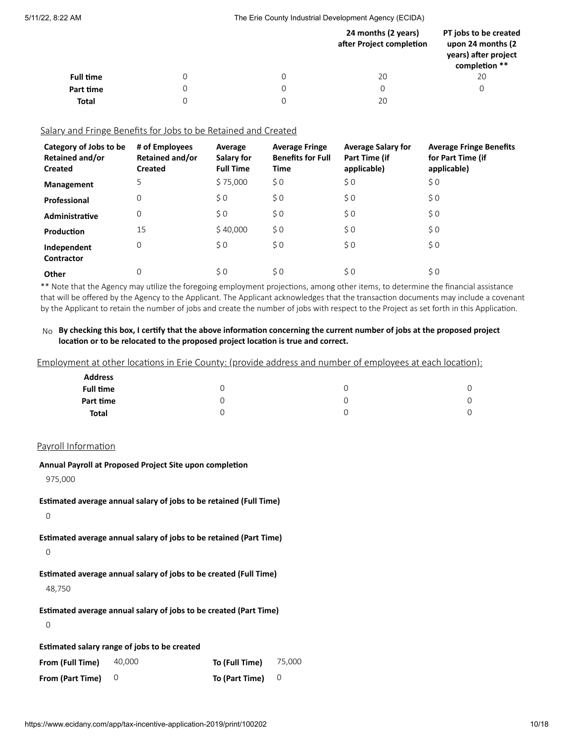| | | | 24 months (2 years) after Project completion | PT jobs to be created upon 24 months (2 years) after project completion ** |
|---|---|---|---|---|
| **Full time** | 0 | 0 | 20 | 20 |
| **Part time** | 0 | 0 | 0 | 0 |
| **Total** | 0 | 0 | 20 | |

Salary and Fringe Benefits for Jobs to be Retained and Created

| Category of Jobs to be Retained and/or Created | # of Employees Retained and/or Created | Average Salary for Full Time | Average Fringe Benefits for Full Time | Average Salary for Part Time (if applicable) | Average Fringe Benefits for Part Time (if applicable) |
|---|---|---|---|---|---|
| **Management** | 5 | $ 75,000 | $ 0 | $ 0 | $ 0 |
| **Professional** | 0 | $ 0 | $ 0 | $ 0 | $ 0 |
| **Administrative** | 0 | $ 0 | $ 0 | $ 0 | $ 0 |
| **Production** | 15 | $ 40,000 | $ 0 | $ 0 | $ 0 |
| **Independent Contractor** | 0 | $ 0 | $ 0 | $ 0 | $ 0 |
| **Other** | 0 | $ 0 | $ 0 | $ 0 | $ 0 |

** Note that the Agency may utilize the foregoing employment projections, among other items, to determine the financial assistance that will be offered by the Agency to the Applicant. The Applicant acknowledges that the transaction documents may include a covenant by the Applicant to retain the number of jobs and create the number of jobs with respect to the Project as set forth in this Application.

No **By checking this box, I certify that the above information concerning the current number of jobs at the proposed project location or to be relocated to the proposed project location is true and correct.**

Employment at other locations in Erie County: (provide address and number of employees at each location):

| **Address** | | | |
|---|---|---|---|
| **Full time** | 0 | 0 | 0 |
| **Part time** | 0 | 0 | 0 |
| **Total** | 0 | 0 | 0 |

Payroll Information

**Annual Payroll at Proposed Project Site upon completion**

975,000

**Estimated average annual salary of jobs to be retained (Full Time)**

0

**Estimated average annual salary of jobs to be retained (Part Time)**

0

**Estimated average annual salary of jobs to be created (Full Time)**

48,750

**Estimated average annual salary of jobs to be created (Part Time)**

0

**Estimated salary range of jobs to be created**

| | | | |
|---|---|---|---|
| **From (Full Time)** | 40,000 | **To (Full Time)** | 75,000 |
| **From (Part Time)** | 0 | **To (Part Time)** | 0 |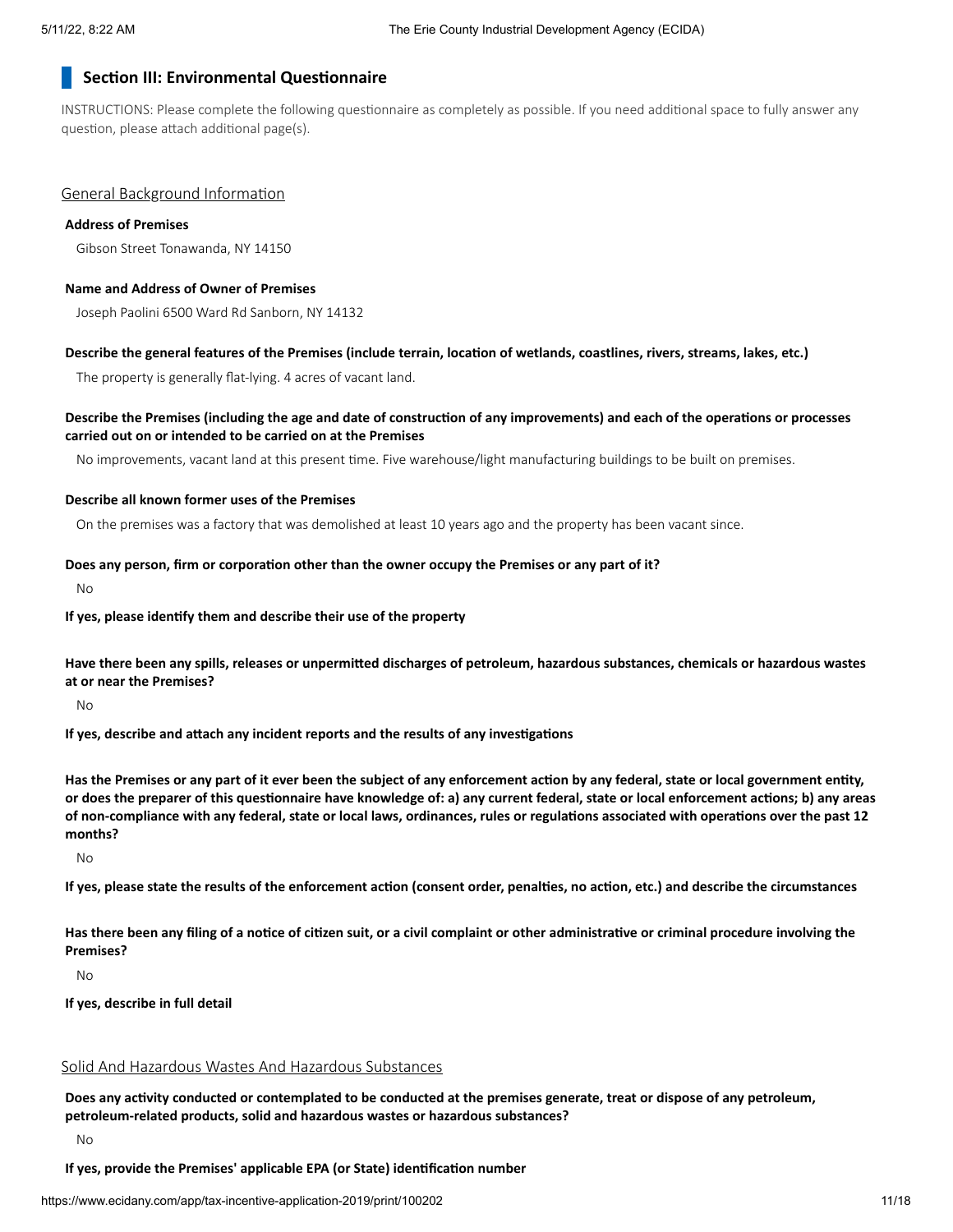## Section III: Environmental Questionnaire

INSTRUCTIONS: Please complete the following questionnaire as completely as possible. If you need additional space to fully answer any question, please attach additional page(s).

### General Background Information

**Address of Premises**

Gibson Street Tonawanda, NY 14150

**Name and Address of Owner of Premises**

Joseph Paolini 6500 Ward Rd Sanborn, NY 14132

**Describe the general features of the Premises (include terrain, location of wetlands, coastlines, rivers, streams, lakes, etc.)**

The property is generally flat-lying. 4 acres of vacant land.

**Describe the Premises (including the age and date of construction of any improvements) and each of the operations or processes carried out on or intended to be carried out on at the Premises**

No improvements, vacant land at this present time. Five warehouse/light manufacturing buildings to be built on premises.

**Describe all known former uses of the Premises**

On the premises was a factory that was demolished at least 10 years ago and the property has been vacant since.

**Does any person, firm or corporation other than the owner occupy the Premises or any part of it?**

No

**If yes, please identify them and describe their use of the property**

**Have there been any spills, releases or unpermitted discharges of petroleum, hazardous substances, chemicals or hazardous wastes at or near the Premises?**

No

**If yes, describe and attach any incident reports and the results of any investigations**

**Has the Premises or any part of it ever been the subject of any enforcement action by any federal, state or local government entity, or does the preparer of this questionnaire have knowledge of: a) any current federal, state or local enforcement actions; b) any areas of non-compliance with any federal, state or local laws, ordinances, rules or regulations associated with operations over the past 12 months?**

No

**If yes, please state the results of the enforcement action (consent order, penalties, no action, etc.) and describe the circumstances**

**Has there been any filing of a notice of citizen suit, or a civil complaint or other administrative or criminal procedure involving the Premises?**

No

**If yes, describe in full detail**

### Solid And Hazardous Wastes And Hazardous Substances

**Does any activity conducted or contemplated to be conducted at the premises generate, treat or dispose of any petroleum, petroleum-related products, solid and hazardous wastes or hazardous substances?**

No

**If yes, provide the Premises' applicable EPA (or State) identification number**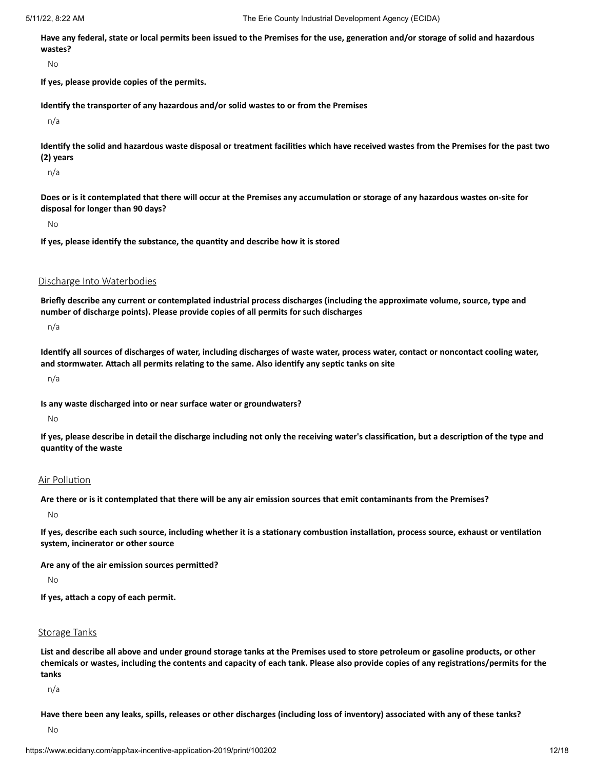**Have any federal, state or local permits been issued to the Premises for the use, generation and/or storage of solid and hazardous wastes?**

No

**If yes, please provide copies of the permits.**

**Identify the transporter of any hazardous and/or solid wastes to or from the Premises**

n/a

**Identify the solid and hazardous waste disposal or treatment facilities which have received wastes from the Premises for the past two (2) years**

n/a

**Does or is it contemplated that there will occur at the Premises any accumulation or storage of any hazardous wastes on-site for disposal for longer than 90 days?**

No

**If yes, please identify the substance, the quantity and describe how it is stored**

## Discharge Into Waterbodies

**Briefly describe any current or contemplated industrial process discharges (including the approximate volume, source, type and number of discharge points). Please provide copies of all permits for such discharges**

n/a

**Identify all sources of discharges of water, including discharges of waste water, process water, contact or noncontact cooling water, and stormwater. Attach all permits relating to the same. Also identify any septic tanks on site**

n/a

**Is any waste discharged into or near surface water or groundwaters?**

No

**If yes, please describe in detail the discharge including not only the receiving water's classification, but a description of the type and quantity of the waste**

## Air Pollution

**Are there or is it contemplated that there will be any air emission sources that emit contaminants from the Premises?**

No

**If yes, describe each such source, including whether it is a stationary combustion installation, process source, exhaust or ventilation system, incinerator or other source**

**Are any of the air emission sources permitted?**

No

**If yes, attach a copy of each permit.**

## Storage Tanks

**List and describe all above and under ground storage tanks at the Premises used to store petroleum or gasoline products, or other chemicals or wastes, including the contents and capacity of each tank. Please also provide copies of any registrations/permits for the tanks**

n/a

**Have there been any leaks, spills, releases or other discharges (including loss of inventory) associated with any of these tanks?**

No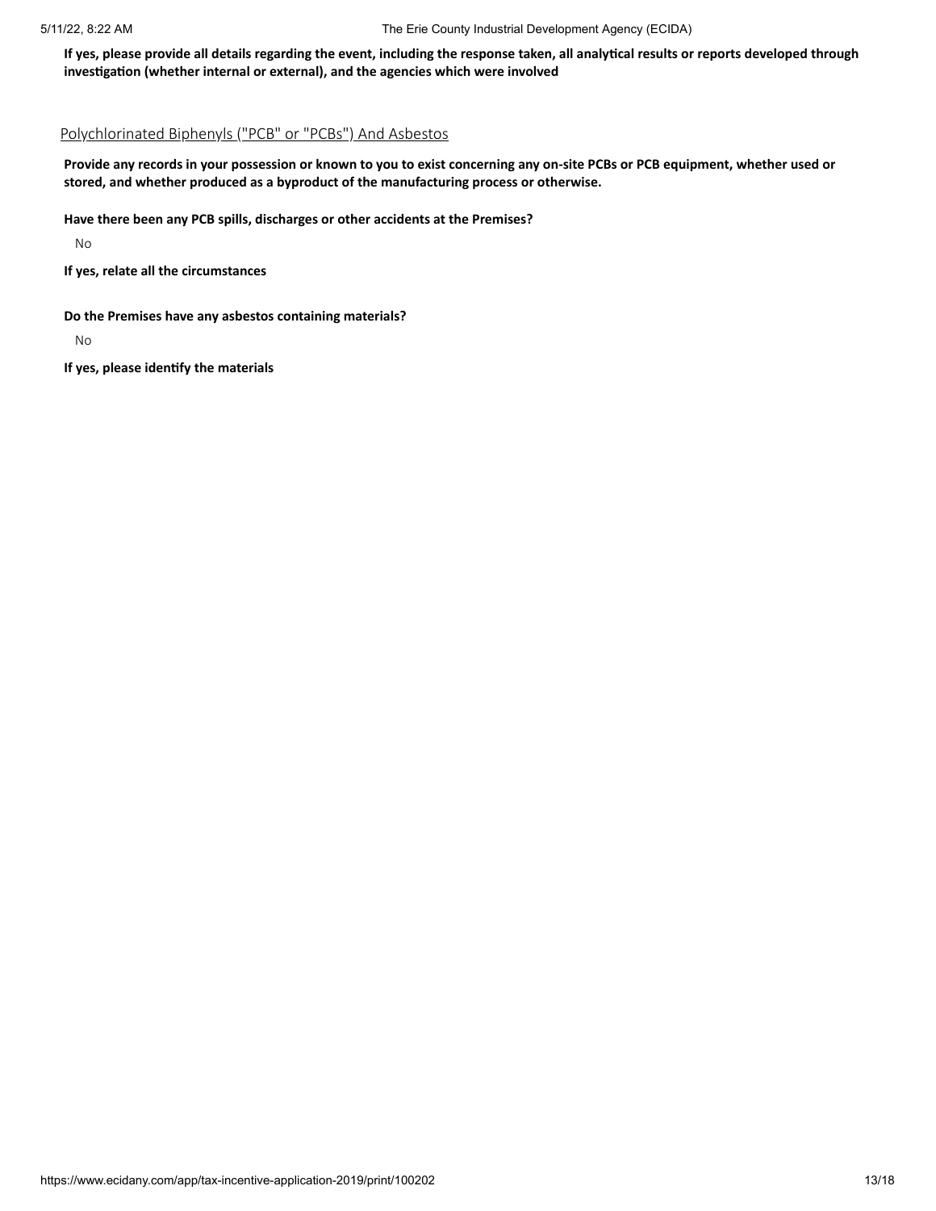**If yes, please provide all details regarding the event, including the response taken, all analytical results or reports developed through investigation (whether internal or external), and the agencies which were involved**

## Polychlorinated Biphenyls ("PCB" or "PCBs") And Asbestos

**Provide any records in your possession or known to you to exist concerning any on-site PCBs or PCB equipment, whether used or stored, and whether produced as a byproduct of the manufacturing process or otherwise.**

**Have there been any PCB spills, discharges or other accidents at the Premises?**

No

**If yes, relate all the circumstances**

**Do the Premises have any asbestos containing materials?**

No

**If yes, please identify the materials**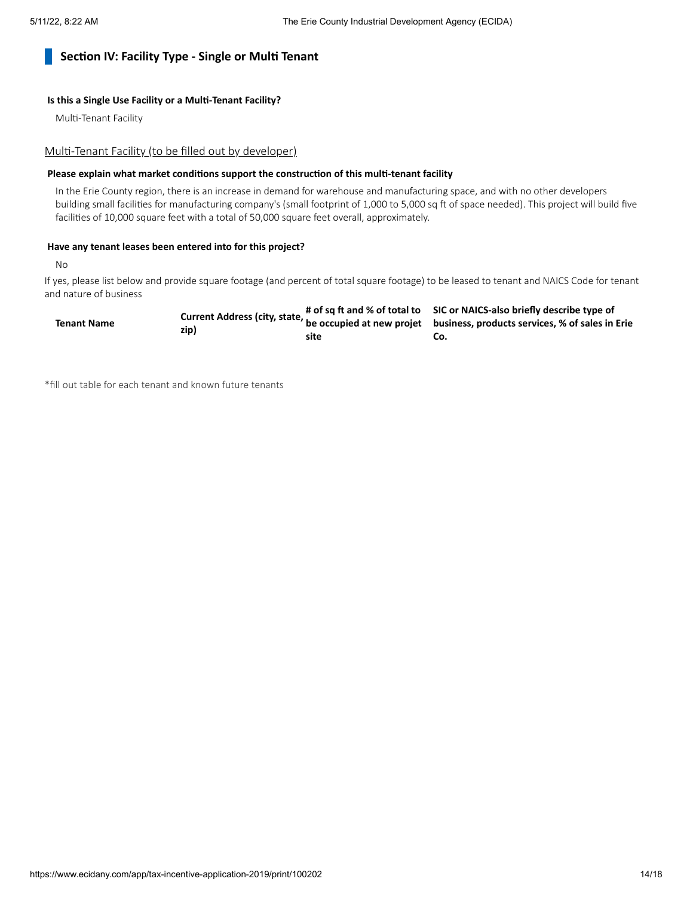## Section IV: Facility Type - Single or Multi Tenant

**Is this a Single Use Facility or a Multi-Tenant Facility?**

Multi-Tenant Facility

Multi-Tenant Facility (to be filled out by developer)

**Please explain what market conditions support the construction of this multi-tenant facility**

In the Erie County region, there is an increase in demand for warehouse and manufacturing space, and with no other developers building small facilities for manufacturing company's (small footprint of 1,000 to 5,000 sq ft of space needed). This project will build five facilities of 10,000 square feet with a total of 50,000 square feet overall, approximately.

**Have any tenant leases been entered into for this project?**

No

If yes, please list below and provide square footage (and percent of total square footage) to be leased to tenant and NAICS Code for tenant and nature of business

| Tenant Name | Current Address (city, state, zip) | # of sq ft and % of total to be occupied at new projet site | SIC or NAICS-also briefly describe type of business, products services, % of sales in Erie Co. |
|---|---|---|---|

*fill out table for each tenant and known future tenants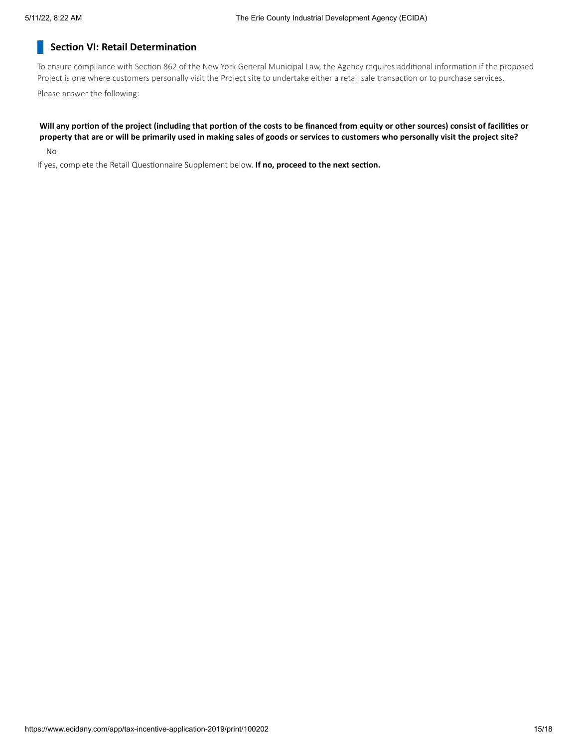## Section VI: Retail Determination

To ensure compliance with Section 862 of the New York General Municipal Law, the Agency requires additional information if the proposed Project is one where customers personally visit the Project site to undertake either a retail sale transaction or to purchase services.

Please answer the following:

**Will any portion of the project (including that portion of the costs to be financed from equity or other sources) consist of facilities or property that are or will be primarily used in making sales of goods or services to customers who personally visit the project site?**

No

If yes, complete the Retail Questionnaire Supplement below. **If no, proceed to the next section.**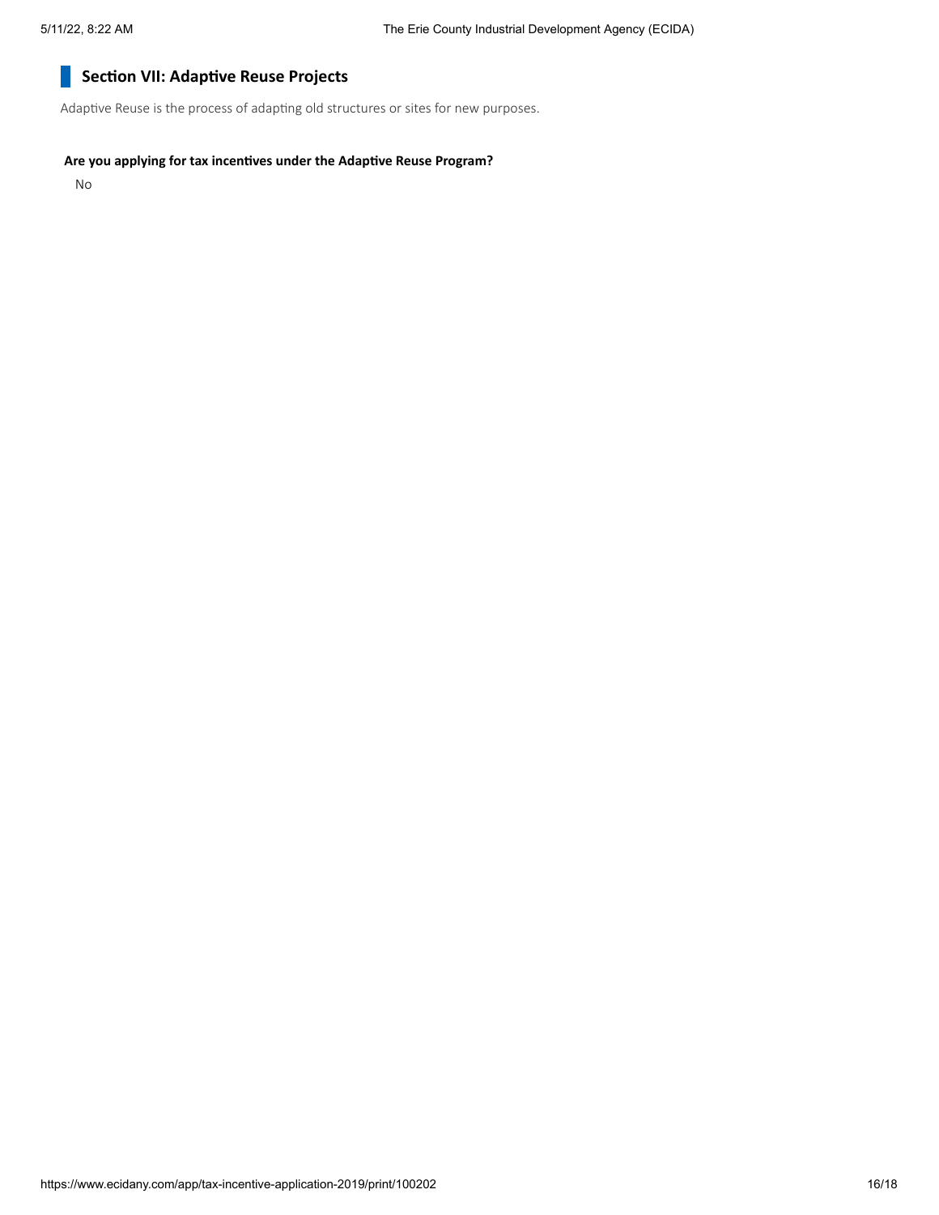## Section VII: Adaptive Reuse Projects

Adaptive Reuse is the process of adapting old structures or sites for new purposes.

**Are you applying for tax incentives under the Adaptive Reuse Program?**

No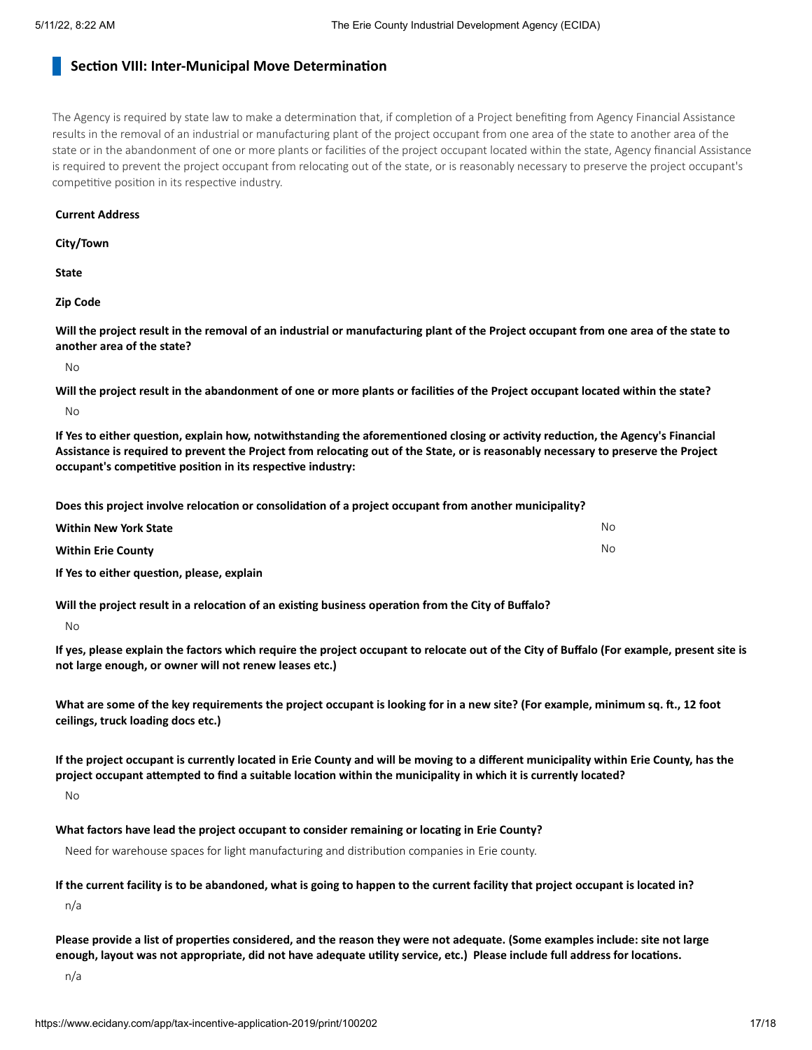## Section VIII: Inter-Municipal Move Determination

The Agency is required by state law to make a determination that, if completion of a Project benefiting from Agency Financial Assistance results in the removal of an industrial or manufacturing plant of the project occupant from one area of the state to another area of the state or in the abandonment of one or more plants or facilities of the project occupant located within the state, Agency financial Assistance is required to prevent the project occupant from relocating out of the state, or is reasonably necessary to preserve the project occupant's competitive position in its respective industry.

**Current Address**

**City/Town**

**State**

**Zip Code**

**Will the project result in the removal of an industrial or manufacturing plant of the Project occupant from one area of the state to another area of the state?**

No

**Will the project result in the abandonment of one or more plants or facilities of the Project occupant located within the state?**

No

**If Yes to either question, explain how, notwithstanding the aforementioned closing or activity reduction, the Agency's Financial Assistance is required to prevent the Project from relocating out of the State, or is reasonably necessary to preserve the Project occupant's competitive position in its respective industry:**

**Does this project involve relocation or consolidation of a project occupant from another municipality?**

| | |
|---|---|
| **Within New York State** | No |
| **Within Erie County** | No |

**If Yes to either question, please, explain**

**Will the project result in a relocation of an existing business operation from the City of Buffalo?**

No

**If yes, please explain the factors which require the project occupant to relocate out of the City of Buffalo (For example, present site is not large enough, or owner will not renew leases etc.)**

**What are some of the key requirements the project occupant is looking for in a new site? (For example, minimum sq. ft., 12 foot ceilings, truck loading docs etc.)**

**If the project occupant is currently located in Erie County and will be moving to a different municipality within Erie County, has the project occupant attempted to find a suitable location within the municipality in which it is currently located?**

No

**What factors have lead the project occupant to consider remaining or locating in Erie County?**

Need for warehouse spaces for light manufacturing and distribution companies in Erie county.

**If the current facility is to be abandoned, what is going to happen to the current facility that project occupant is located in?**

n/a

**Please provide a list of properties considered, and the reason they were not adequate. (Some examples include: site not large enough, layout was not appropriate, did not have adequate utility service, etc.) Please include full address for locations.**

n/a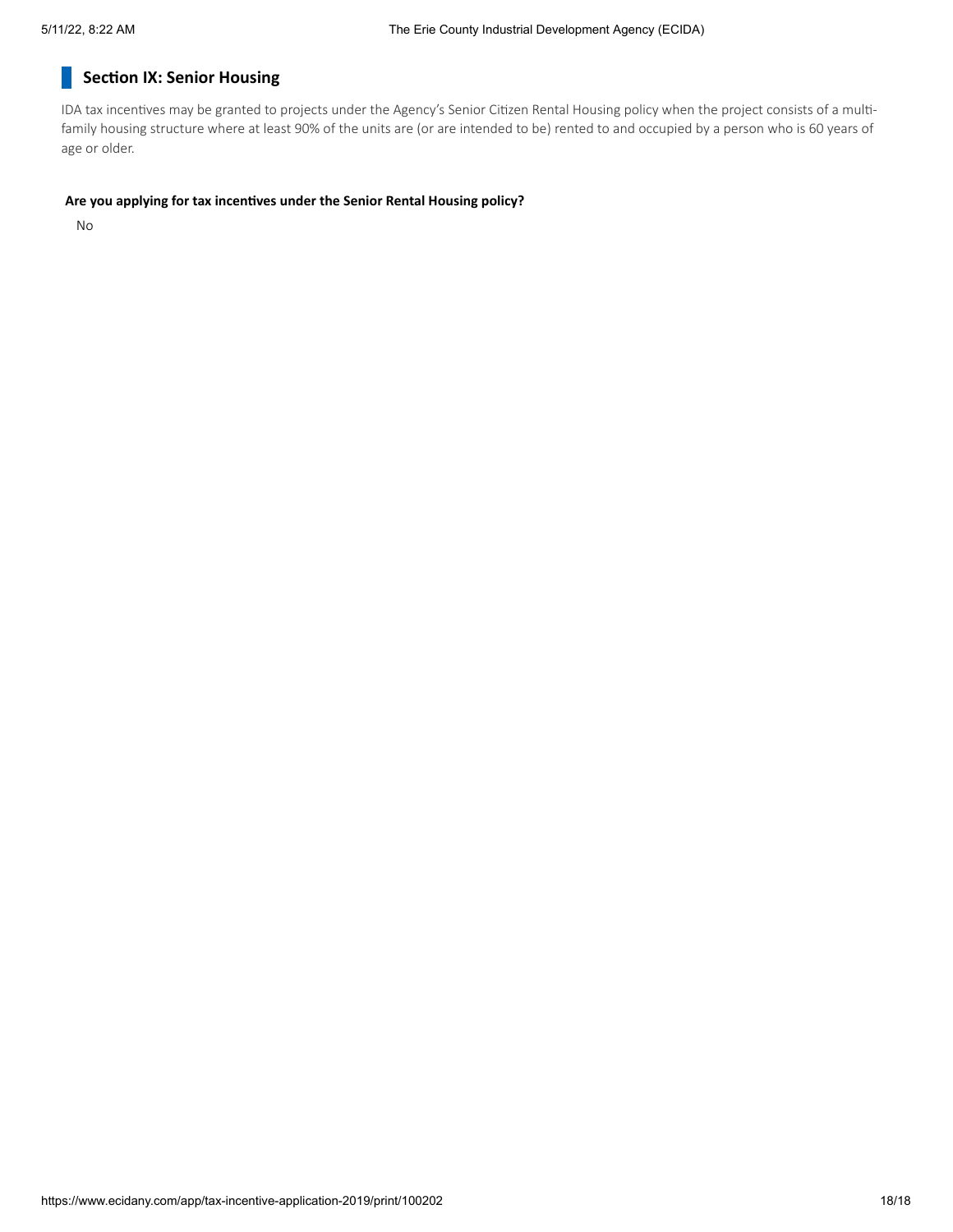## Section IX: Senior Housing

IDA tax incentives may be granted to projects under the Agency's Senior Citizen Rental Housing policy when the project consists of a multi-family housing structure where at least 90% of the units are (or are intended to be) rented to and occupied by a person who is 60 years of age or older.

**Are you applying for tax incentives under the Senior Rental Housing policy?**

No